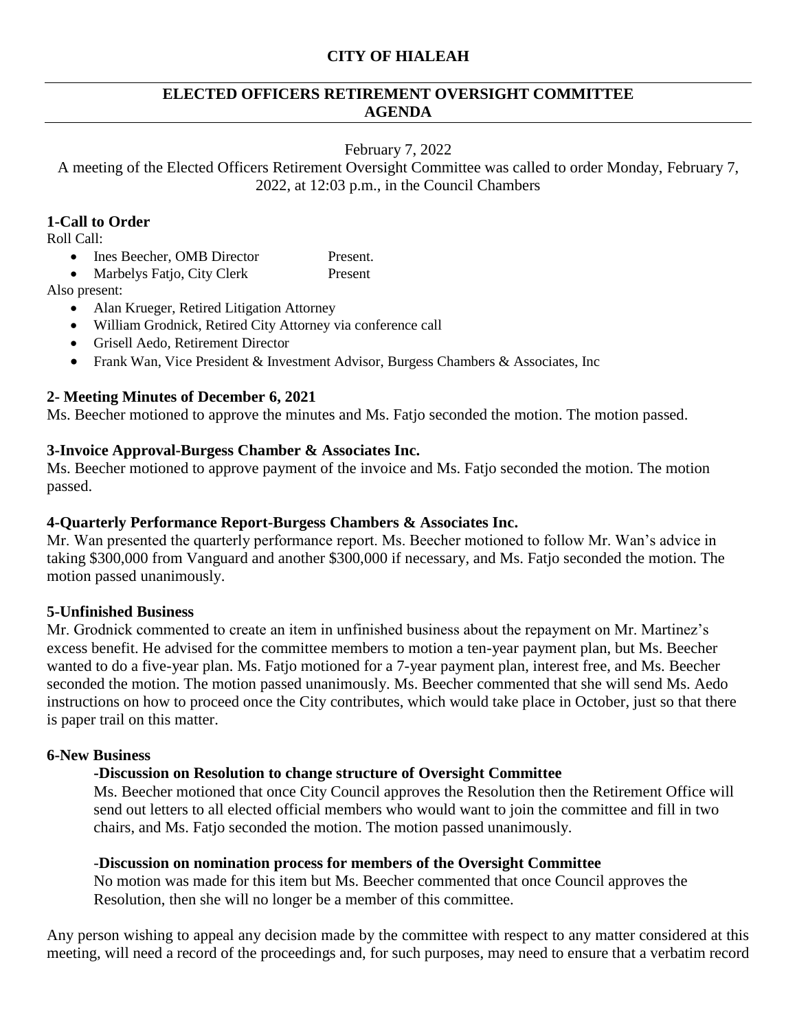# CITY OF HIALEAH

## ELECTED OFFICERS RETIREMENT OVERSIGHT COMMITTEE AGENDA

February 7, 2022

A meeting of the Elected Officers Retirement Oversight Committee was called to order Monday, February 7, 2022, at 12:03 p.m., in the Council Chambers

### 1-Call to Order

Roll Call:

- Ines Beecher, OMB Director Present.
- Marbelys Fatjo, City Clerk Present

Also present:

- Alan Krueger, Retired Litigation Attorney
- William Grodnick, Retired City Attorney via conference call
- Grisell Aedo, Retirement Director
- Frank Wan, Vice President & Investment Advisor, Burgess Chambers & Associates, Inc

### 2- Meeting Minutes of December 6, 2021

Ms. Beecher motioned to approve the minutes and Ms. Fatjo seconded the motion. The motion passed.

### 3-Invoice Approval-Burgess Chamber & Associates Inc.

Ms. Beecher motioned to approve payment of the invoice and Ms. Fatjo seconded the motion. The motion passed.

### 4-Quarterly Performance Report-Burgess Chambers & Associates Inc.

Mr. Wan presented the quarterly performance report. Ms. Beecher motioned to follow Mr. Wan's advice in taking $300,000 from Vanguard and another $300,000 if necessary, and Ms. Fatjo seconded the motion. The motion passed unanimously.

### 5-Unfinished Business

Mr. Grodnick commented to create an item in unfinished business about the repayment on Mr. Martinez's excess benefit. He advised for the committee members to motion a ten-year payment plan, but Ms. Beecher wanted to do a five-year plan. Ms. Fatjo motioned for a 7-year payment plan, interest free, and Ms. Beecher seconded the motion. The motion passed unanimously. Ms. Beecher commented that she will send Ms. Aedo instructions on how to proceed once the City contributes, which would take place in October, just so that there is paper trail on this matter.

### 6-New Business

**-Discussion on Resolution to change structure of Oversight Committee**

Ms. Beecher motioned that once City Council approves the Resolution then the Retirement Office will send out letters to all elected official members who would want to join the committee and fill in two chairs, and Ms. Fatjo seconded the motion. The motion passed unanimously.

**-Discussion on nomination process for members of the Oversight Committee**

No motion was made for this item but Ms. Beecher commented that once Council approves the Resolution, then she will no longer be a member of this committee.

Any person wishing to appeal any decision made by the committee with respect to any matter considered at this meeting, will need a record of the proceedings and, for such purposes, may need to ensure that a verbatim record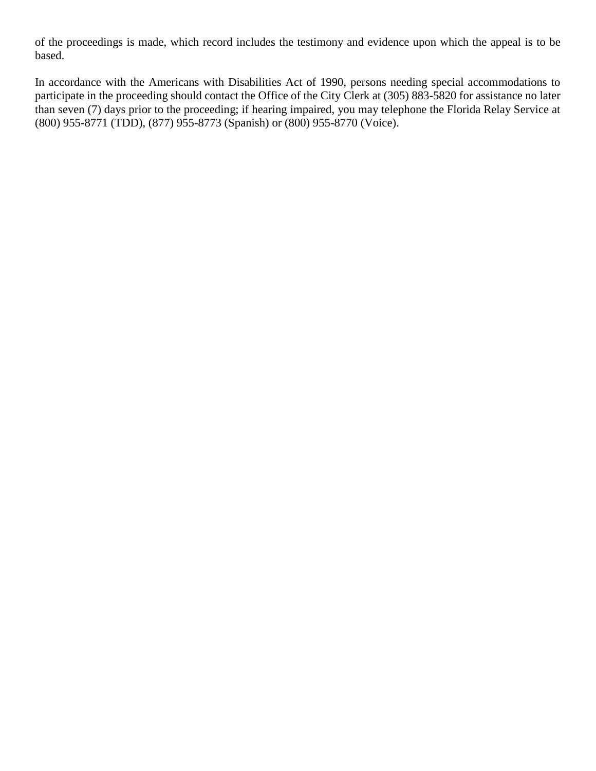of the proceedings is made, which record includes the testimony and evidence upon which the appeal is to be based.

In accordance with the Americans with Disabilities Act of 1990, persons needing special accommodations to participate in the proceeding should contact the Office of the City Clerk at (305) 883-5820 for assistance no later than seven (7) days prior to the proceeding; if hearing impaired, you may telephone the Florida Relay Service at (800) 955-8771 (TDD), (877) 955-8773 (Spanish) or (800) 955-8770 (Voice).